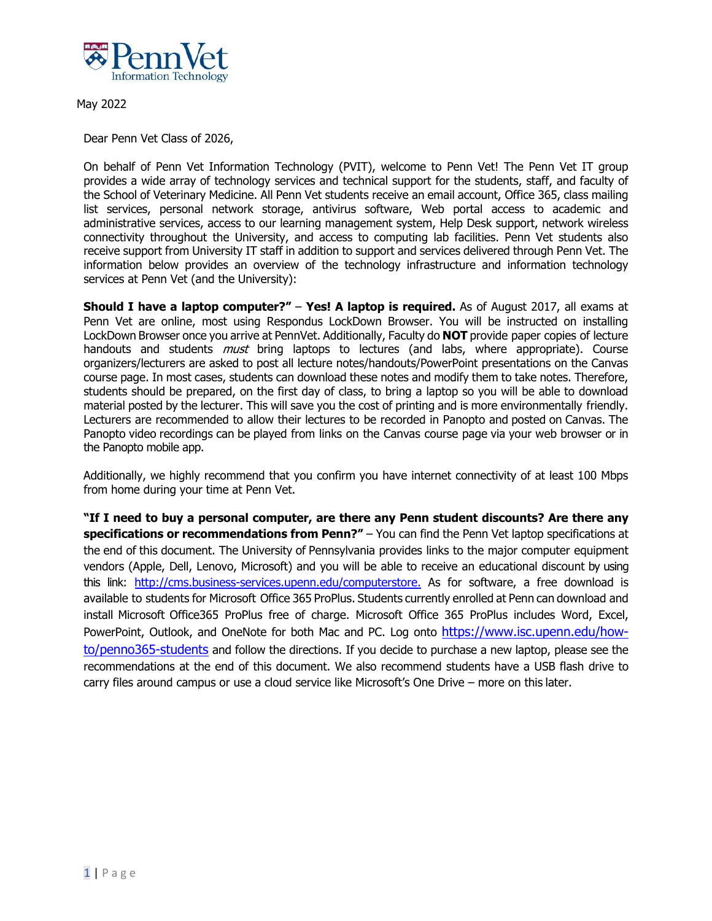PennVet
Information Technology

May 2022

Dear Penn Vet Class of 2026,

On behalf of Penn Vet Information Technology (PVIT), welcome to Penn Vet! The Penn Vet IT group provides a wide array of technology services and technical support for the students, staff, and faculty of the School of Veterinary Medicine. All Penn Vet students receive an email account, Office 365, class mailing list services, personal network storage, antivirus software, Web portal access to academic and administrative services, access to our learning management system, Help Desk support, network wireless connectivity throughout the University, and access to computing lab facilities. Penn Vet students also receive support from University IT staff in addition to support and services delivered through Penn Vet. The information below provides an overview of the technology infrastructure and information technology services at Penn Vet (and the University):

**Should I have a laptop computer?"** – **Yes! A laptop is required.** As of August 2017, all exams at Penn Vet are online, most using Respondus LockDown Browser. You will be instructed on installing LockDown Browser once you arrive at PennVet. Additionally, Faculty do **NOT** provide paper copies of lecture handouts and students *must* bring laptops to lectures (and labs, where appropriate). Course organizers/lecturers are asked to post all lecture notes/handouts/PowerPoint presentations on the Canvas course page. In most cases, students can download these notes and modify them to take notes. Therefore, students should be prepared, on the first day of class, to bring a laptop so you will be able to download material posted by the lecturer. This will save you the cost of printing and is more environmentally friendly. Lecturers are recommended to allow their lectures to be recorded in Panopto and posted on Canvas. The Panopto video recordings can be played from links on the Canvas course page via your web browser or in the Panopto mobile app.

Additionally, we highly recommend that you confirm you have internet connectivity of at least 100 Mbps from home during your time at Penn Vet.

**"If I need to buy a personal computer, are there any Penn student discounts? Are there any specifications or recommendations from Penn?"** – You can find the Penn Vet laptop specifications at the end of this document. The University of Pennsylvania provides links to the major computer equipment vendors (Apple, Dell, Lenovo, Microsoft) and you will be able to receive an educational discount by using this link: [http://cms.business-services.upenn.edu/computerstore.](http://cms.business-services.upenn.edu/computerstore) As for software, a free download is available to students for Microsoft Office 365 ProPlus. Students currently enrolled at Penn can download and install Microsoft Office365 ProPlus free of charge. Microsoft Office 365 ProPlus includes Word, Excel, PowerPoint, Outlook, and OneNote for both Mac and PC. Log onto [https://www.isc.upenn.edu/how-to/penno365-students](https://www.isc.upenn.edu/how-to/penno365-students) and follow the directions. If you decide to purchase a new laptop, please see the recommendations at the end of this document. We also recommend students have a USB flash drive to carry files around campus or use a cloud service like Microsoft's One Drive – more on this later.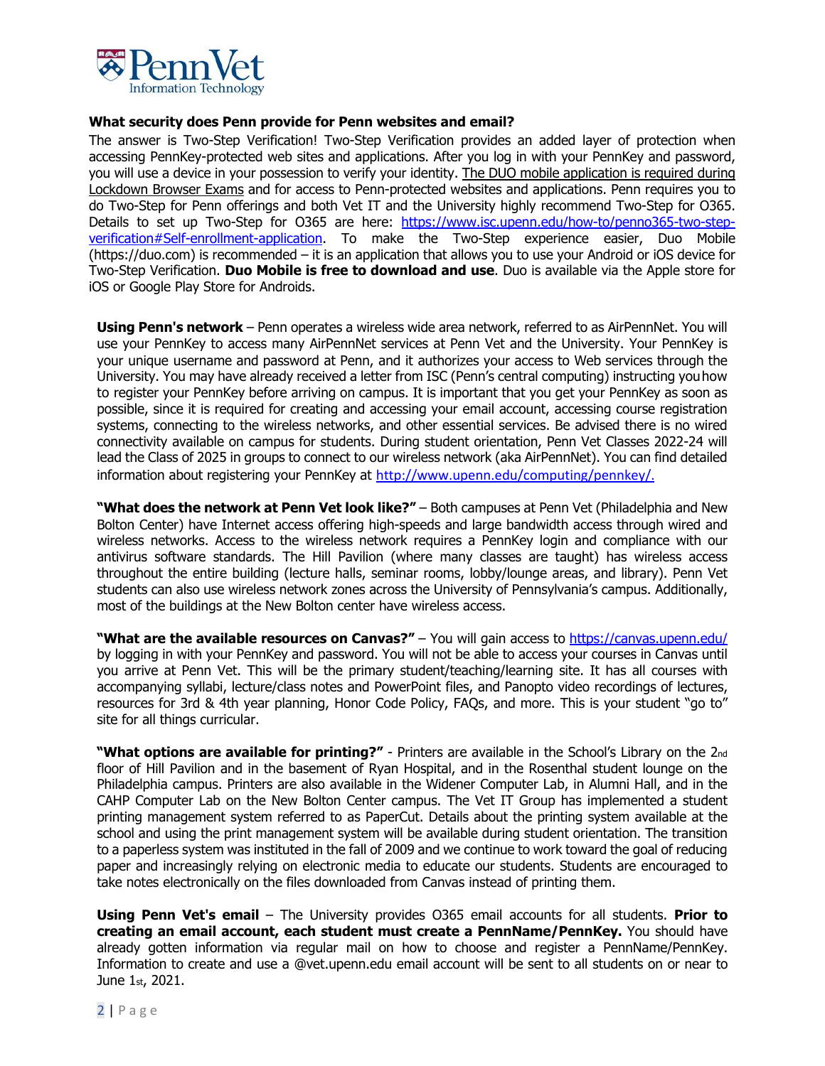**What security does Penn provide for Penn websites and email?**

The answer is Two-Step Verification! Two-Step Verification provides an added layer of protection when accessing PennKey-protected web sites and applications. After you log in with your PennKey and password, you will use a device in your possession to verify your identity. The DUO mobile application is required during Lockdown Browser Exams and for access to Penn-protected websites and applications. Penn requires you to do Two-Step for Penn offerings and both Vet IT and the University highly recommend Two-Step for O365. Details to set up Two-Step for O365 are here: [https://www.isc.upenn.edu/how-to/penno365-two-step-verification#Self-enrollment-application](https://www.isc.upenn.edu/how-to/penno365-two-step-verification#Self-enrollment-application). To make the Two-Step experience easier, Duo Mobile (https://duo.com) is recommended – it is an application that allows you to use your Android or iOS device for Two-Step Verification. **Duo Mobile is free to download and use**. Duo is available via the Apple store for iOS or Google Play Store for Androids.

**Using Penn's network** – Penn operates a wireless wide area network, referred to as AirPennNet. You will use your PennKey to access many AirPennNet services at Penn Vet and the University. Your PennKey is your unique username and password at Penn, and it authorizes your access to Web services through the University. You may have already received a letter from ISC (Penn's central computing) instructing you how to register your PennKey before arriving on campus. It is important that you get your PennKey as soon as possible, since it is required for creating and accessing your email account, accessing course registration systems, connecting to the wireless networks, and other essential services. Be advised there is no wired connectivity available on campus for students. During student orientation, Penn Vet Classes 2022-24 will lead the Class of 2025 in groups to connect to our wireless network (aka AirPennNet). You can find detailed information about registering your PennKey at [http://www.upenn.edu/computing/pennkey/.](http://www.upenn.edu/computing/pennkey/)

**"What does the network at Penn Vet look like?"** – Both campuses at Penn Vet (Philadelphia and New Bolton Center) have Internet access offering high-speeds and large bandwidth access through wired and wireless networks. Access to the wireless network requires a PennKey login and compliance with our antivirus software standards. The Hill Pavilion (where many classes are taught) has wireless access throughout the entire building (lecture halls, seminar rooms, lobby/lounge areas, and library). Penn Vet students can also use wireless network zones across the University of Pennsylvania's campus. Additionally, most of the buildings at the New Bolton center have wireless access.

**"What are the available resources on Canvas?"** – You will gain access to [https://canvas.upenn.edu/](https://canvas.upenn.edu/) by logging in with your PennKey and password. You will not be able to access your courses in Canvas until you arrive at Penn Vet. This will be the primary student/teaching/learning site. It has all courses with accompanying syllabi, lecture/class notes and PowerPoint files, and Panopto video recordings of lectures, resources for 3rd & 4th year planning, Honor Code Policy, FAQs, and more. This is your student "go to" site for all things curricular.

**"What options are available for printing?"** - Printers are available in the School's Library on the 2nd floor of Hill Pavilion and in the basement of Ryan Hospital, and in the Rosenthal student lounge on the Philadelphia campus. Printers are also available in the Widener Computer Lab, in Alumni Hall, and in the CAHP Computer Lab on the New Bolton Center campus. The Vet IT Group has implemented a student printing management system referred to as PaperCut. Details about the printing system available at the school and using the print management system will be available during student orientation. The transition to a paperless system was instituted in the fall of 2009 and we continue to work toward the goal of reducing paper and increasingly relying on electronic media to educate our students. Students are encouraged to take notes electronically on the files downloaded from Canvas instead of printing them.

**Using Penn Vet's email** – The University provides O365 email accounts for all students. **Prior to creating an email account, each student must create a PennName/PennKey.** You should have already gotten information via regular mail on how to choose and register a PennName/PennKey. Information to create and use a @vet.upenn.edu email account will be sent to all students on or near to June 1st, 2021.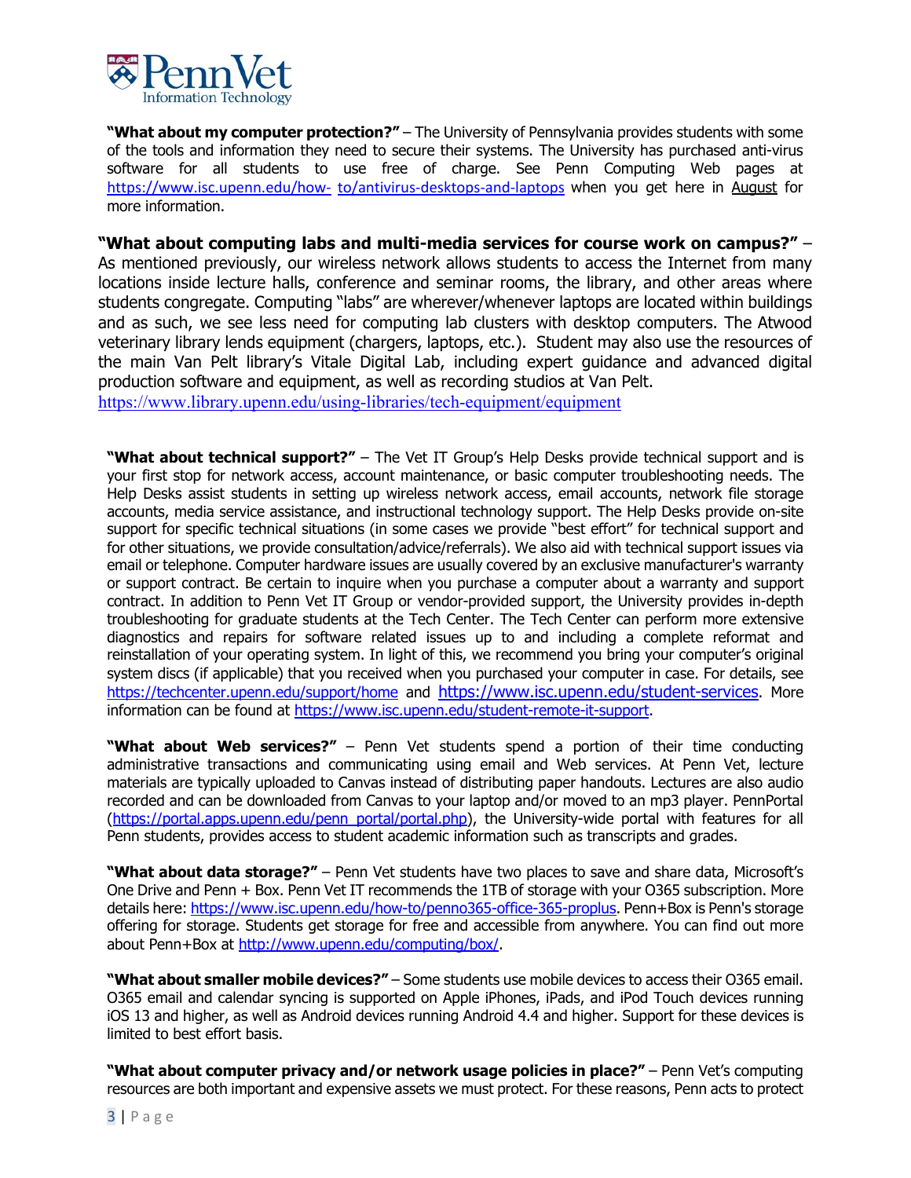**"What about my computer protection?"** – The University of Pennsylvania provides students with some of the tools and information they need to secure their systems. The University has purchased anti-virus software for all students to use free of charge. See Penn Computing Web pages at https://www.isc.upenn.edu/how-to/antivirus-desktops-and-laptops when you get here in August for more information.

**"What about computing labs and multi-media services for course work on campus?"** – As mentioned previously, our wireless network allows students to access the Internet from many locations inside lecture halls, conference and seminar rooms, the library, and other areas where students congregate. Computing "labs" are wherever/whenever laptops are located within buildings and as such, we see less need for computing lab clusters with desktop computers. The Atwood veterinary library lends equipment (chargers, laptops, etc.). Student may also use the resources of the main Van Pelt library's Vitale Digital Lab, including expert guidance and advanced digital production software and equipment, as well as recording studios at Van Pelt. https://www.library.upenn.edu/using-libraries/tech-equipment/equipment

**"What about technical support?"** – The Vet IT Group's Help Desks provide technical support and is your first stop for network access, account maintenance, or basic computer troubleshooting needs. The Help Desks assist students in setting up wireless network access, email accounts, network file storage accounts, media service assistance, and instructional technology support. The Help Desks provide on-site support for specific technical situations (in some cases we provide "best effort" for technical support and for other situations, we provide consultation/advice/referrals). We also aid with technical support issues via email or telephone. Computer hardware issues are usually covered by an exclusive manufacturer's warranty or support contract. Be certain to inquire when you purchase a computer about a warranty and support contract. In addition to Penn Vet IT Group or vendor-provided support, the University provides in-depth troubleshooting for graduate students at the Tech Center. The Tech Center can perform more extensive diagnostics and repairs for software related issues up to and including a complete reformat and reinstallation of your operating system. In light of this, we recommend you bring your computer's original system discs (if applicable) that you received when you purchased your computer in case. For details, see https://techcenter.upenn.edu/support/home and https://www.isc.upenn.edu/student-services. More information can be found at https://www.isc.upenn.edu/student-remote-it-support.

**"What about Web services?"** – Penn Vet students spend a portion of their time conducting administrative transactions and communicating using email and Web services. At Penn Vet, lecture materials are typically uploaded to Canvas instead of distributing paper handouts. Lectures are also audio recorded and can be downloaded from Canvas to your laptop and/or moved to an mp3 player. PennPortal (https://portal.apps.upenn.edu/penn_portal/portal.php), the University-wide portal with features for all Penn students, provides access to student academic information such as transcripts and grades.

**"What about data storage?"** – Penn Vet students have two places to save and share data, Microsoft's One Drive and Penn + Box. Penn Vet IT recommends the 1TB of storage with your O365 subscription. More details here: https://www.isc.upenn.edu/how-to/penno365-office-365-proplus. Penn+Box is Penn's storage offering for storage. Students get storage for free and accessible from anywhere. You can find out more about Penn+Box at http://www.upenn.edu/computing/box/.

**"What about smaller mobile devices?"** – Some students use mobile devices to access their O365 email. O365 email and calendar syncing is supported on Apple iPhones, iPads, and iPod Touch devices running iOS 13 and higher, as well as Android devices running Android 4.4 and higher. Support for these devices is limited to best effort basis.

**"What about computer privacy and/or network usage policies in place?"** – Penn Vet's computing resources are both important and expensive assets we must protect. For these reasons, Penn acts to protect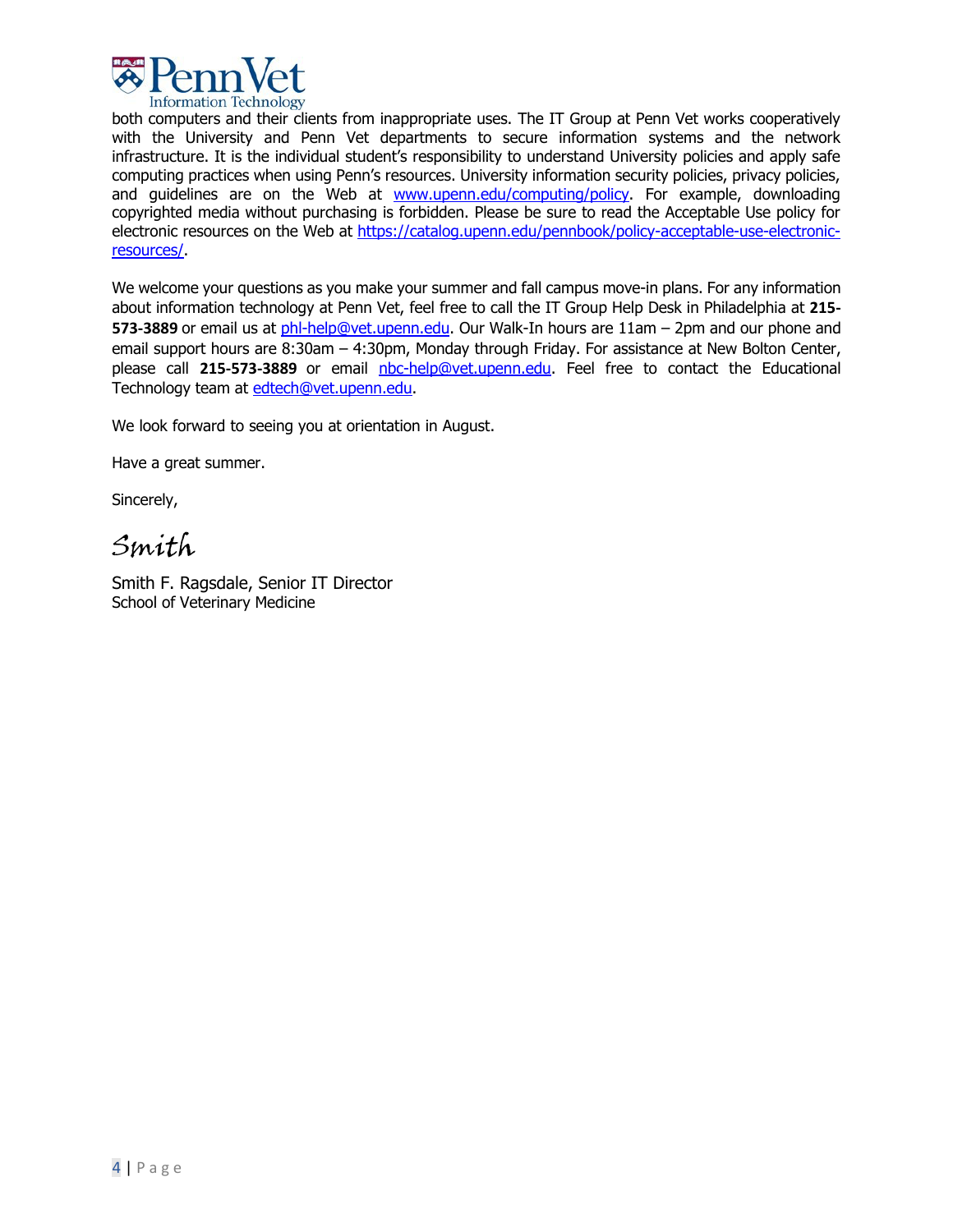both computers and their clients from inappropriate uses. The IT Group at Penn Vet works cooperatively with the University and Penn Vet departments to secure information systems and the network infrastructure. It is the individual student's responsibility to understand University policies and apply safe computing practices when using Penn's resources. University information security policies, privacy policies, and guidelines are on the Web at [www.upenn.edu/computing/policy](www.upenn.edu/computing/policy). For example, downloading copyrighted media without purchasing is forbidden. Please be sure to read the Acceptable Use policy for electronic resources on the Web at [https://catalog.upenn.edu/pennbook/policy-acceptable-use-electronic-resources/](https://catalog.upenn.edu/pennbook/policy-acceptable-use-electronic-resources/).

We welcome your questions as you make your summer and fall campus move-in plans. For any information about information technology at Penn Vet, feel free to call the IT Group Help Desk in Philadelphia at **215-573-3889** or email us at [phl-help@vet.upenn.edu](mailto:phl-help@vet.upenn.edu). Our Walk-In hours are 11am – 2pm and our phone and email support hours are 8:30am – 4:30pm, Monday through Friday. For assistance at New Bolton Center, please call **215-573-3889** or email [nbc-help@vet.upenn.edu](mailto:nbc-help@vet.upenn.edu). Feel free to contact the Educational Technology team at [edtech@vet.upenn.edu](mailto:edtech@vet.upenn.edu).

We look forward to seeing you at orientation in August.

Have a great summer.

Sincerely,

*Smith*

Smith F. Ragsdale, Senior IT Director
School of Veterinary Medicine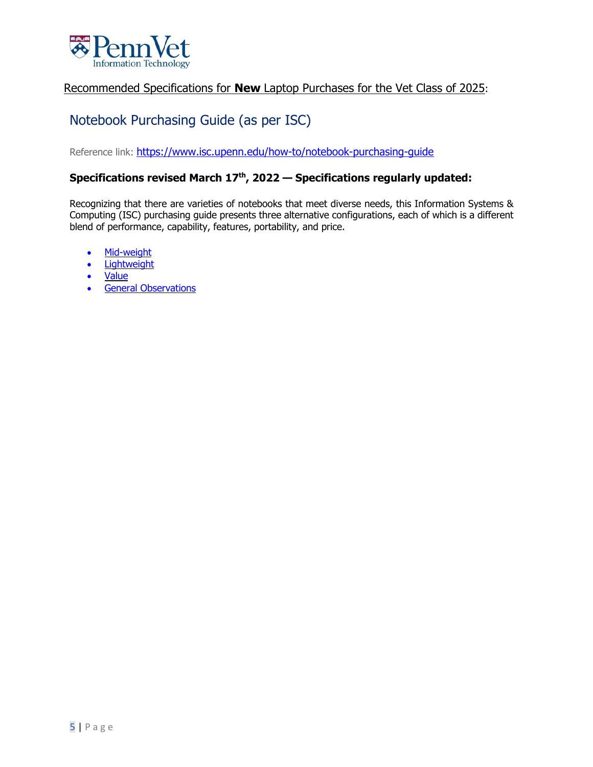PennVet
Information Technology

Recommended Specifications for **New** Laptop Purchases for the Vet Class of 2025:

## Notebook Purchasing Guide (as per ISC)

Reference link: https://www.isc.upenn.edu/how-to/notebook-purchasing-guide

### Specifications revised March 17th, 2022 — Specifications regularly updated:

Recognizing that there are varieties of notebooks that meet diverse needs, this Information Systems & Computing (ISC) purchasing guide presents three alternative configurations, each of which is a different blend of performance, capability, features, portability, and price.

- Mid-weight
- Lightweight
- Value
- General Observations